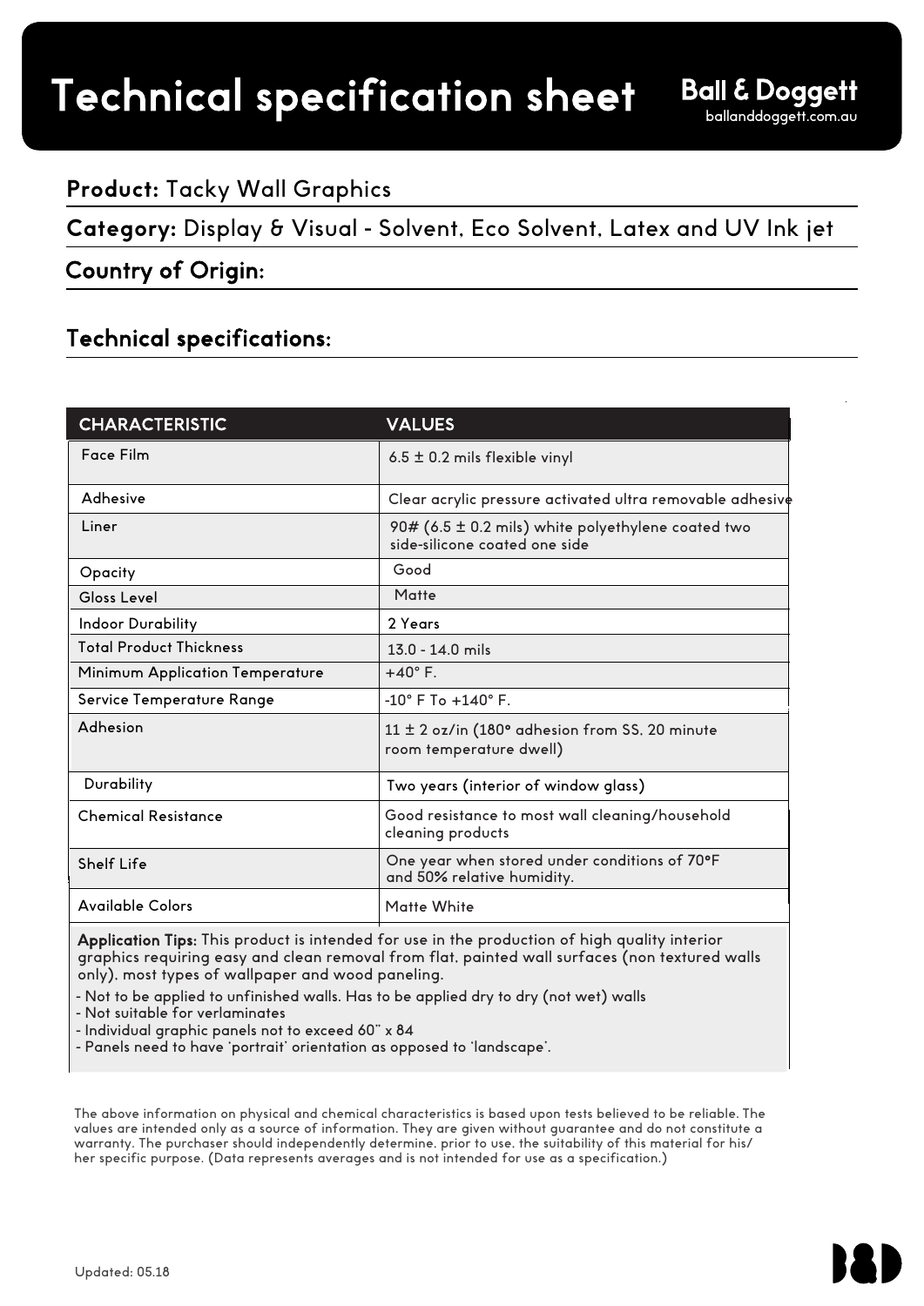# Technical specification sheet

**Ball & Doggett**
balland doggett.com.au

**Product:** Tacky Wall Graphics

**Category:** Display & Visual - Solvent, Eco Solvent, Latex and UV Ink jet

**Country of Origin:**

## Technical specifications:

| CHARACTERISTIC | VALUES |
|---|---|
| Face Film | 6.5 ± 0.2 mils flexible vinyl |
| Adhesive | Clear acrylic pressure activated ultra removable adhesive |
| Liner | 90# (6.5 ± 0.2 mils) white polyethylene coated two side-silicone coated one side |
| Opacity | Good |
| Gloss Level | Matte |
| Indoor Durability | 2 Years |
| Total Product Thickness | 13.0 - 14.0 mils |
| Minimum Application Temperature | +40° F. |
| Service Temperature Range | -10° F To +140° F. |
| Adhesion | 11 ± 2 oz/in (180° adhesion from SS, 20 minute room temperature dwell) |
| Durability | Two years (interior of window glass) |
| Chemical Resistance | Good resistance to most wall cleaning/household cleaning products |
| Shelf Life | One year when stored under conditions of 70°F and 50% relative humidity. |
| Available Colors | Matte White |

**Application Tips:** This product is intended for use in the production of high quality interior graphics requiring easy and clean removal from flat, painted wall surfaces (non textured walls only), most types of wallpaper and wood paneling.

- Not to be applied to unfinished walls. Has to be applied dry to dry (not wet) walls
- Not suitable for verlaminates
- Individual graphic panels not to exceed 60" x 84
- Panels need to have 'portrait' orientation as opposed to 'landscape'.

The above information on physical and chemical characteristics is based upon tests believed to be reliable. The values are intended only as a source of information. They are given without guarantee and do not constitute a warranty. The purchaser should independently determine, prior to use, the suitability of this material for his/her specific purpose. (Data represents averages and is not intended for use as a specification.)

Updated: 05.18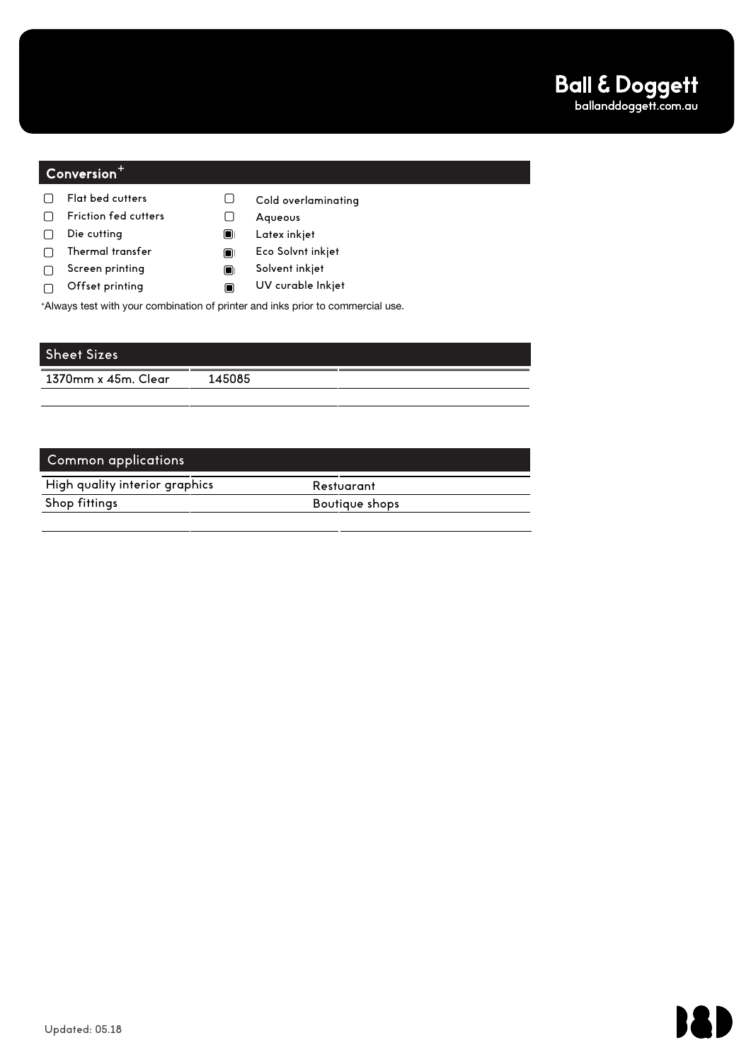## Conversion+

- [ ] Flat bed cutters
- [ ] Friction fed cutters
- [ ] Die cutting
- [ ] Thermal transfer
- [ ] Screen printing
- [ ] Offset printing
- [ ] Cold overlaminating
- [ ] Aqueous
- [x] Latex inkjet
- [x] Eco Solvnt inkjet
- [x] Solvent inkjet
- [x] UV curable Inkjet

+Always test with your combination of printer and inks prior to commercial use.

## Sheet Sizes

| | | |
|---|---|---|
| 1370mm x 45m. Clear | 145085 | |
| | | |

## Common applications

| | | |
|---|---|---|
| High quality interior graphics | | Restuarant |
| Shop fittings | | Boutique shops |
| | | |

Updated: 05.18